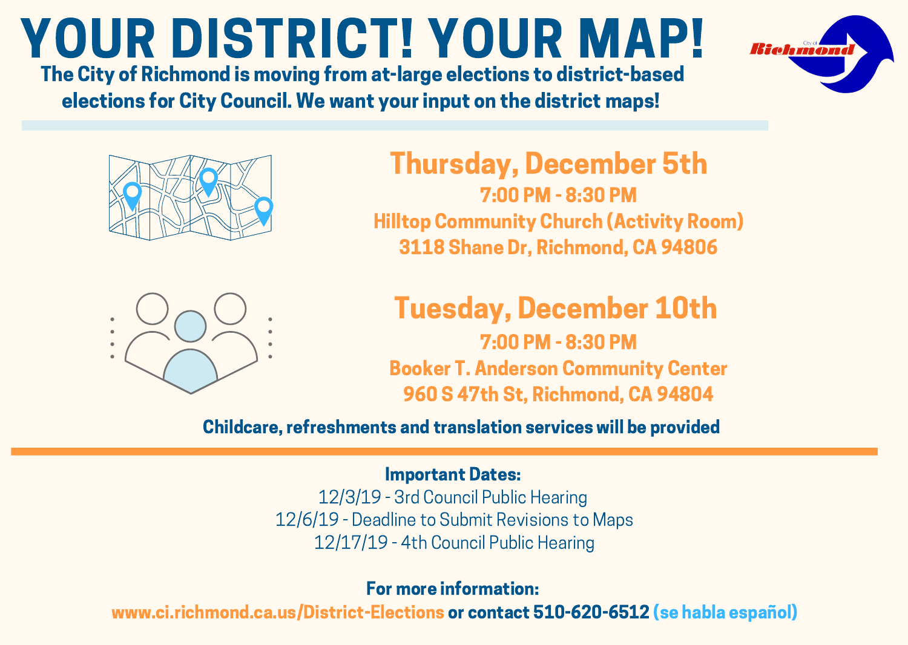# YOUR DISTRICT! YOUR MAP!

**The City of Richmond is moving from at-large elections to district-based elections for City Council. We want your input on the district maps!**

## Thursday, December 5th

**7:00 PM - 8:30 PM**
**Hilltop Community Church (Activity Room)**
**3118 Shane Dr, Richmond, CA 94806**

## Tuesday, December 10th

**7:00 PM - 8:30 PM**
**Booker T. Anderson Community Center**
**960 S 47th St, Richmond, CA 94804**

**Childcare, refreshments and translation services will be provided**

**Important Dates:**

12/3/19 - 3rd Council Public Hearing
12/6/19 - Deadline to Submit Revisions to Maps
12/17/19 - 4th Council Public Hearing

**For more information:**

**www.ci.richmond.ca.us/District-Elections or contact 510-620-6512 (se habla español)**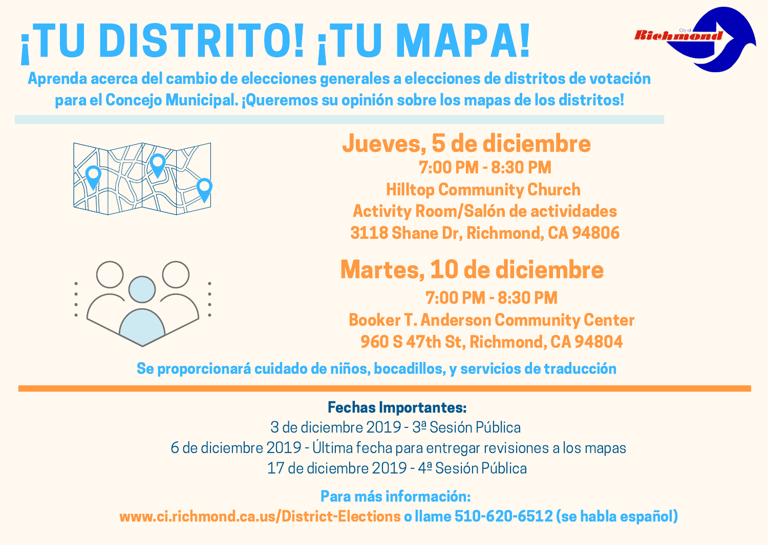# ¡TU DISTRITO! ¡TU MAPA!

City of Richmond

**Aprenda acerca del cambio de elecciones generales a elecciones de distritos de votación para el Concejo Municipal. ¡Queremos su opinión sobre los mapas de los distritos!**

## Jueves, 5 de diciembre

**7:00 PM - 8:30 PM**
**Hilltop Community Church**
**Activity Room/Salón de actividades**
**3118 Shane Dr, Richmond, CA 94806**

## Martes, 10 de diciembre

**7:00 PM - 8:30 PM**
**Booker T. Anderson Community Center**
**960 S 47th St, Richmond, CA 94804**

**Se proporcionará cuidado de niños, bocadillos, y servicios de traducción**

---

**Fechas Importantes:**

3 de diciembre 2019 - 3ª Sesión Pública
6 de diciembre 2019 - Última fecha para entregar revisiones a los mapas
17 de diciembre 2019 - 4ª Sesión Pública

**Para más información:**

**www.ci.richmond.ca.us/District-Elections o llame 510-620-6512 (se habla español)**